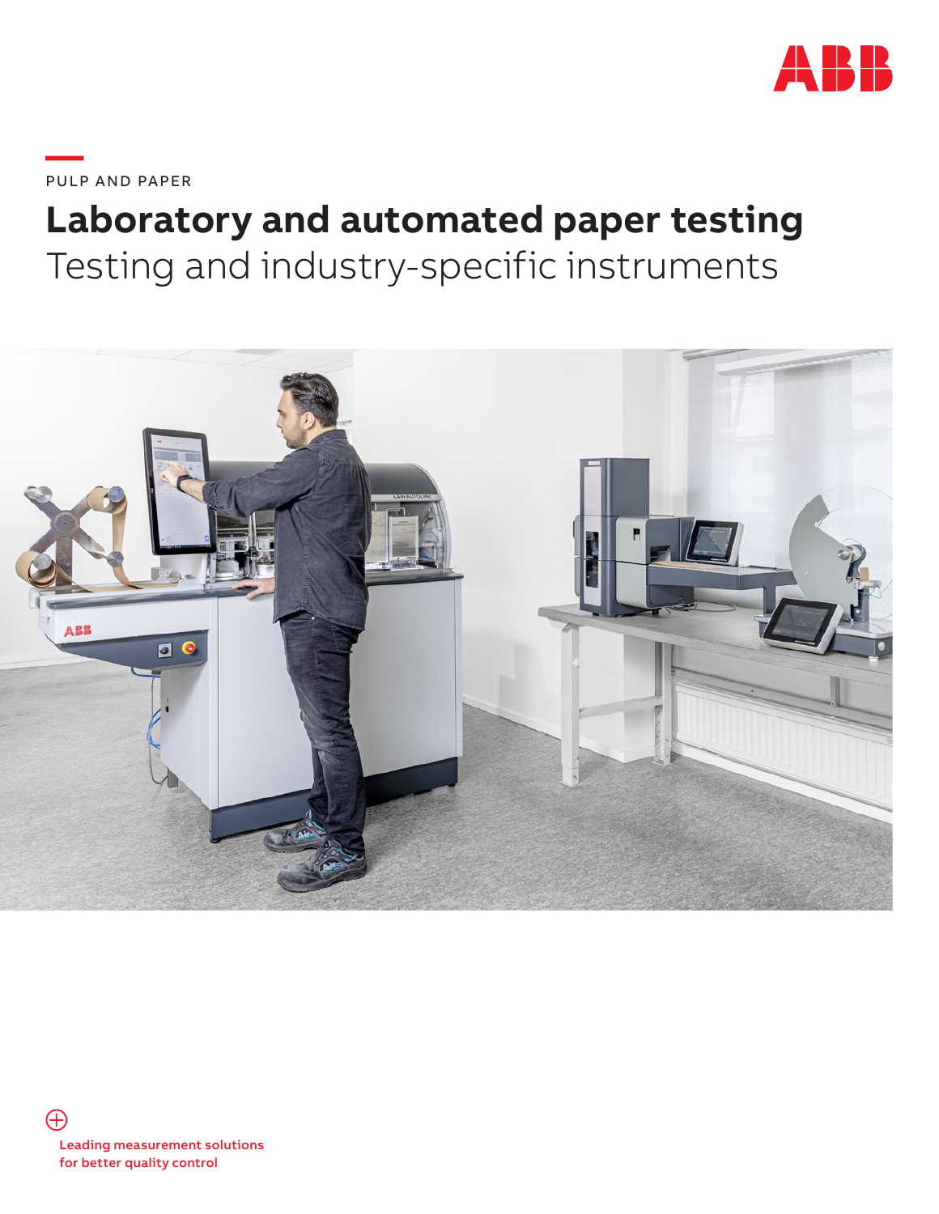PULP AND PAPER

# Laboratory and automated paper testing

## Testing and industry-specific instruments

**Leading measurement solutions for better quality control**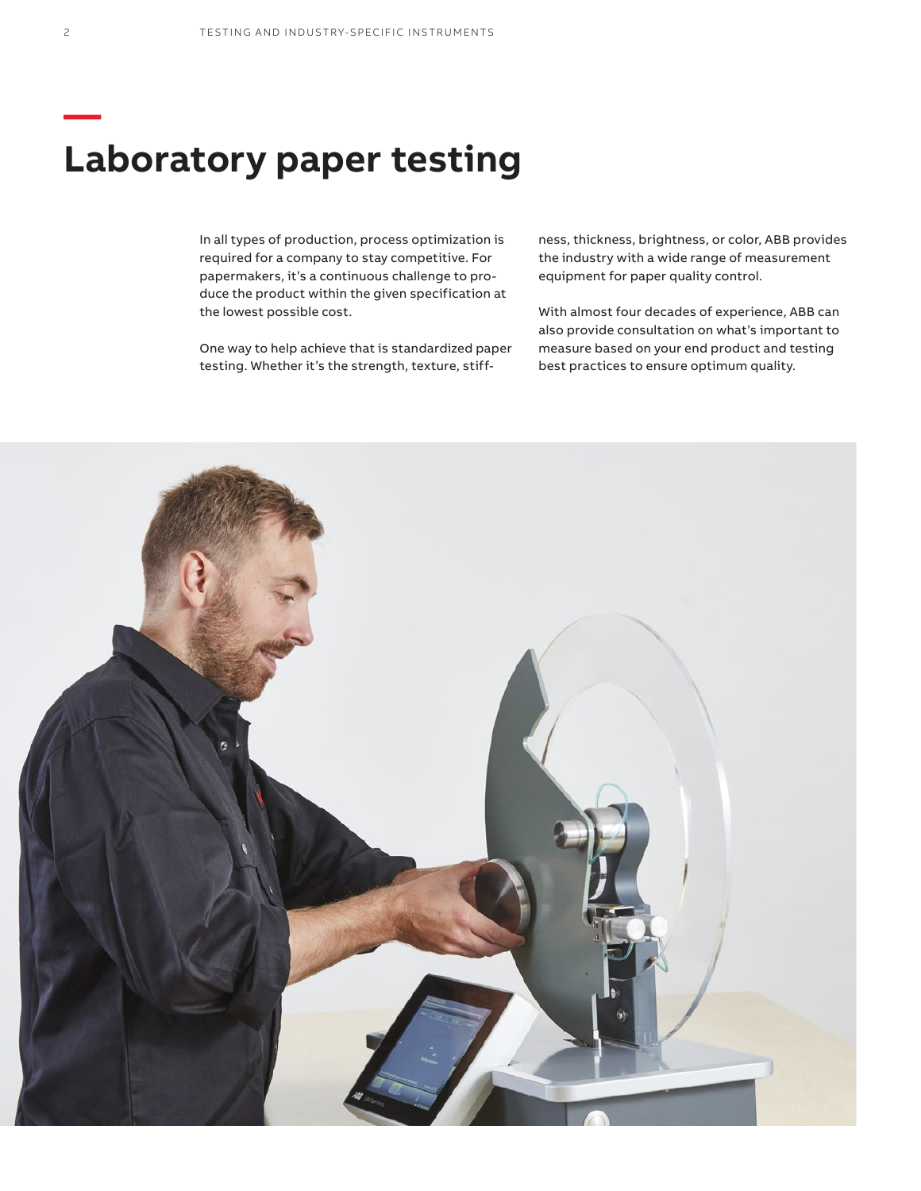# Laboratory paper testing

In all types of production, process optimization is required for a company to stay competitive. For papermakers, it's a continuous challenge to produce the product within the given specification at the lowest possible cost.

One way to help achieve that is standardized paper testing. Whether it's the strength, texture, stiffness, thickness, brightness, or color, ABB provides the industry with a wide range of measurement equipment for paper quality control.

With almost four decades of experience, ABB can also provide consultation on what's important to measure based on your end product and testing best practices to ensure optimum quality.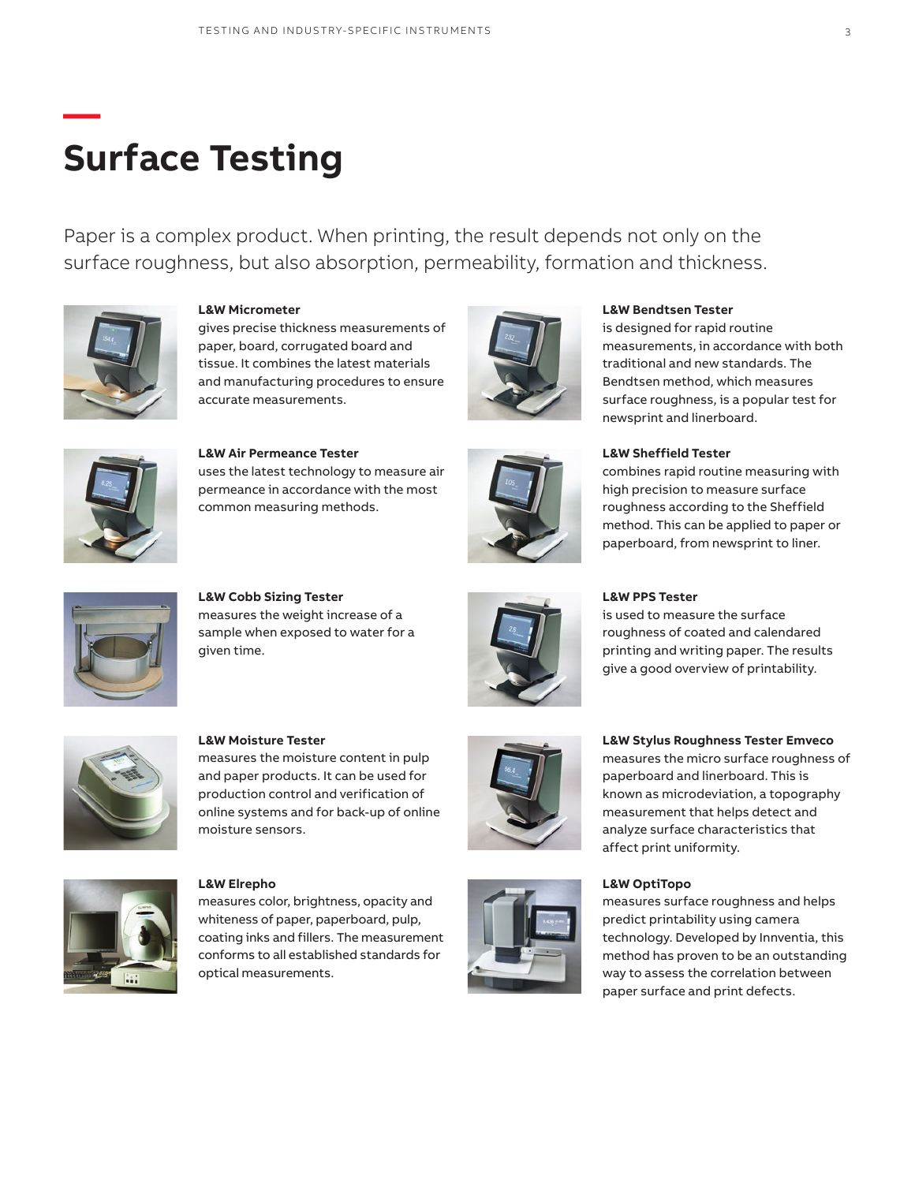# Surface Testing

Paper is a complex product. When printing, the result depends not only on the surface roughness, but also absorption, permeability, formation and thickness.

**L&W Micrometer**
gives precise thickness measurements of paper, board, corrugated board and tissue. It combines the latest materials and manufacturing procedures to ensure accurate measurements.

**L&W Air Permeance Tester**
uses the latest technology to measure air permeance in accordance with the most common measuring methods.

**L&W Cobb Sizing Tester**
measures the weight increase of a sample when exposed to water for a given time.

**L&W Moisture Tester**
measures the moisture content in pulp and paper products. It can be used for production control and verification of online systems and for back-up of online moisture sensors.

**L&W Elrepho**
measures color, brightness, opacity and whiteness of paper, paperboard, pulp, coating inks and fillers. The measurement conforms to all established standards for optical measurements.

**L&W Bendtsen Tester**
is designed for rapid routine measurements, in accordance with both traditional and new standards. The Bendtsen method, which measures surface roughness, is a popular test for newsprint and linerboard.

**L&W Sheffield Tester**
combines rapid routine measuring with high precision to measure surface roughness according to the Sheffield method. This can be applied to paper or paperboard, from newsprint to liner.

**L&W PPS Tester**
is used to measure the surface roughness of coated and calendared printing and writing paper. The results give a good overview of printability.

**L&W Stylus Roughness Tester Emveco**
measures the micro surface roughness of paperboard and linerboard. This is known as microdeviation, a topography measurement that helps detect and analyze surface characteristics that affect print uniformity.

**L&W OptiTopo**
measures surface roughness and helps predict printability using camera technology. Developed by Innventia, this method has proven to be an outstanding way to assess the correlation between paper surface and print defects.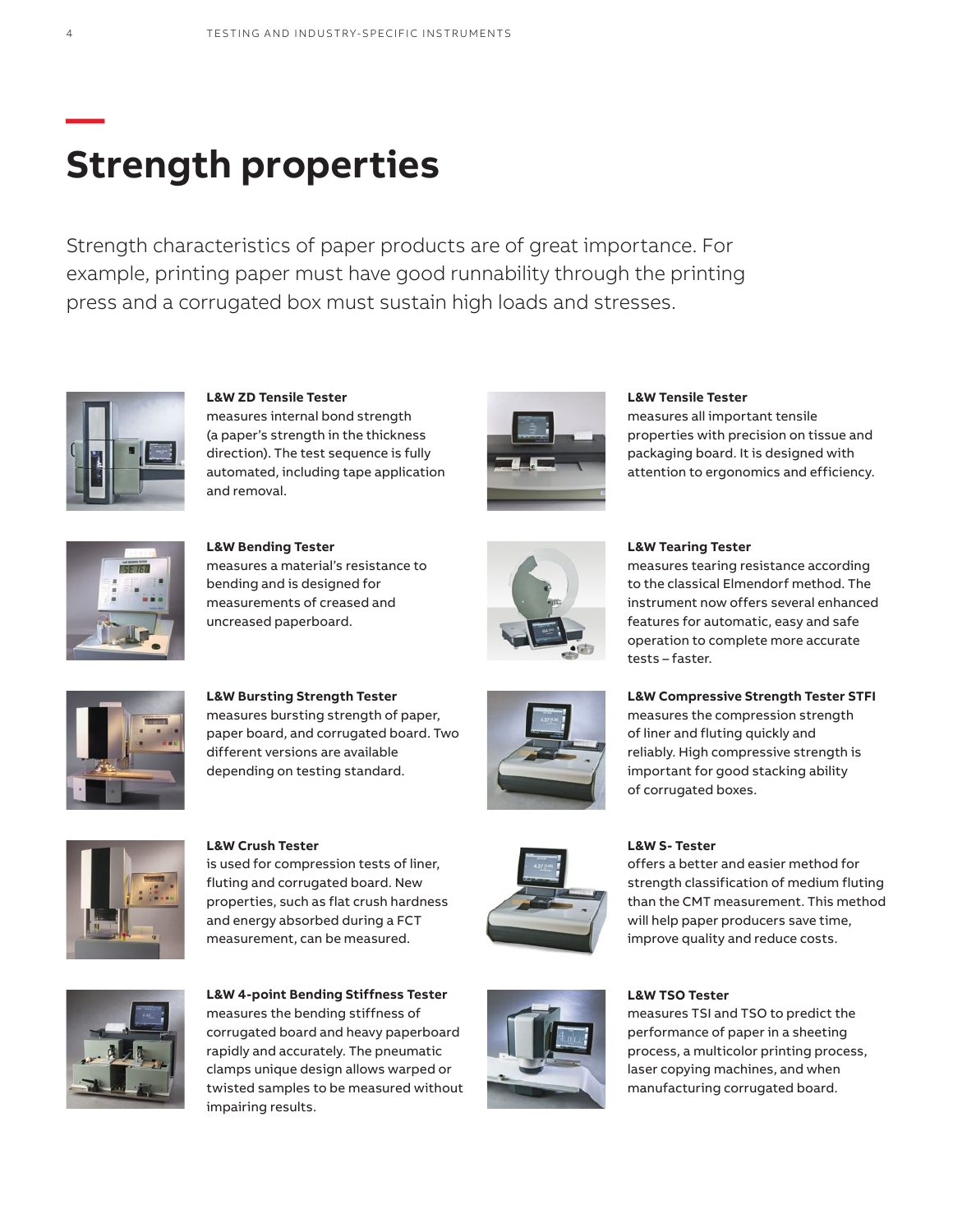# Strength properties

Strength characteristics of paper products are of great importance. For example, printing paper must have good runnability through the printing press and a corrugated box must sustain high loads and stresses.

**L&W ZD Tensile Tester**
measures internal bond strength (a paper's strength in the thickness direction). The test sequence is fully automated, including tape application and removal.

**L&W Tensile Tester**
measures all important tensile properties with precision on tissue and packaging board. It is designed with attention to ergonomics and efficiency.

**L&W Bending Tester**
measures a material's resistance to bending and is designed for measurements of creased and uncreased paperboard.

**L&W Tearing Tester**
measures tearing resistance according to the classical Elmendorf method. The instrument now offers several enhanced features for automatic, easy and safe operation to complete more accurate tests – faster.

**L&W Bursting Strength Tester**
measures bursting strength of paper, paper board, and corrugated board. Two different versions are available depending on testing standard.

**L&W Compressive Strength Tester STFI**
measures the compression strength of liner and fluting quickly and reliably. High compressive strength is important for good stacking ability of corrugated boxes.

**L&W Crush Tester**
is used for compression tests of liner, fluting and corrugated board. New properties, such as flat crush hardness and energy absorbed during a FCT measurement, can be measured.

**L&W S- Tester**
offers a better and easier method for strength classification of medium fluting than the CMT measurement. This method will help paper producers save time, improve quality and reduce costs.

**L&W 4-point Bending Stiffness Tester**
measures the bending stiffness of corrugated board and heavy paperboard rapidly and accurately. The pneumatic clamps unique design allows warped or twisted samples to be measured without impairing results.

**L&W TSO Tester**
measures TSI and TSO to predict the performance of paper in a sheeting process, a multicolor printing process, laser copying machines, and when manufacturing corrugated board.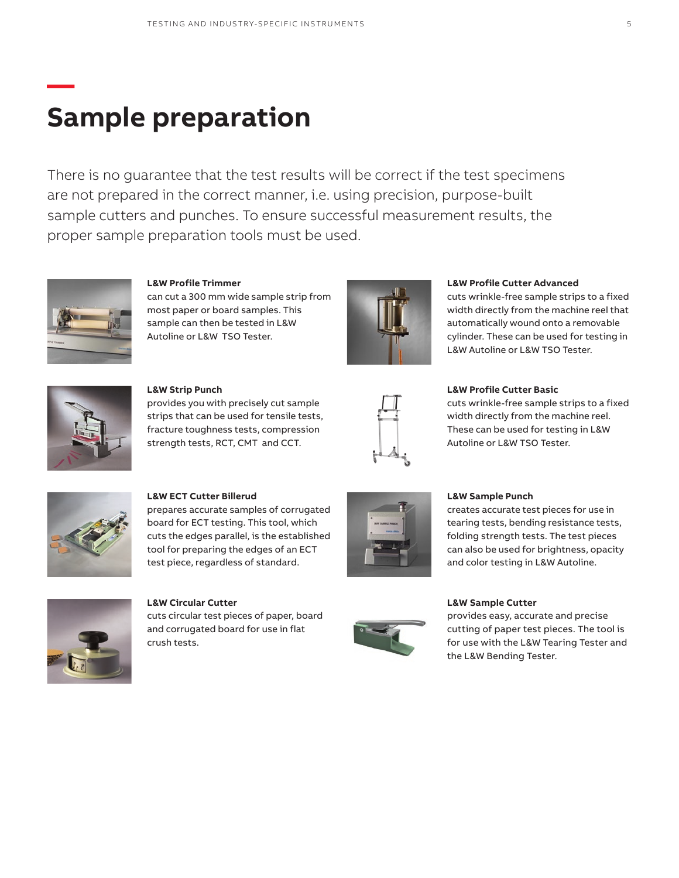# Sample preparation

There is no guarantee that the test results will be correct if the test specimens are not prepared in the correct manner, i.e. using precision, purpose-built sample cutters and punches. To ensure successful measurement results, the proper sample preparation tools must be used.

**L&W Profile Trimmer**
can cut a 300 mm wide sample strip from most paper or board samples. This sample can then be tested in L&W Autoline or L&W TSO Tester.

**L&W Strip Punch**
provides you with precisely cut sample strips that can be used for tensile tests, fracture toughness tests, compression strength tests, RCT, CMT and CCT.

**L&W ECT Cutter Billerud**
prepares accurate samples of corrugated board for ECT testing. This tool, which cuts the edges parallel, is the established tool for preparing the edges of an ECT test piece, regardless of standard.

**L&W Circular Cutter**
cuts circular test pieces of paper, board and corrugated board for use in flat crush tests.

**L&W Profile Cutter Advanced**
cuts wrinkle-free sample strips to a fixed width directly from the machine reel that automatically wound onto a removable cylinder. These can be used for testing in L&W Autoline or L&W TSO Tester.

**L&W Profile Cutter Basic**
cuts wrinkle-free sample strips to a fixed width directly from the machine reel. These can be used for testing in L&W Autoline or L&W TSO Tester.

**L&W Sample Punch**
creates accurate test pieces for use in tearing tests, bending resistance tests, folding strength tests. The test pieces can also be used for brightness, opacity and color testing in L&W Autoline.

**L&W Sample Cutter**
provides easy, accurate and precise cutting of paper test pieces. The tool is for use with the L&W Tearing Tester and the L&W Bending Tester.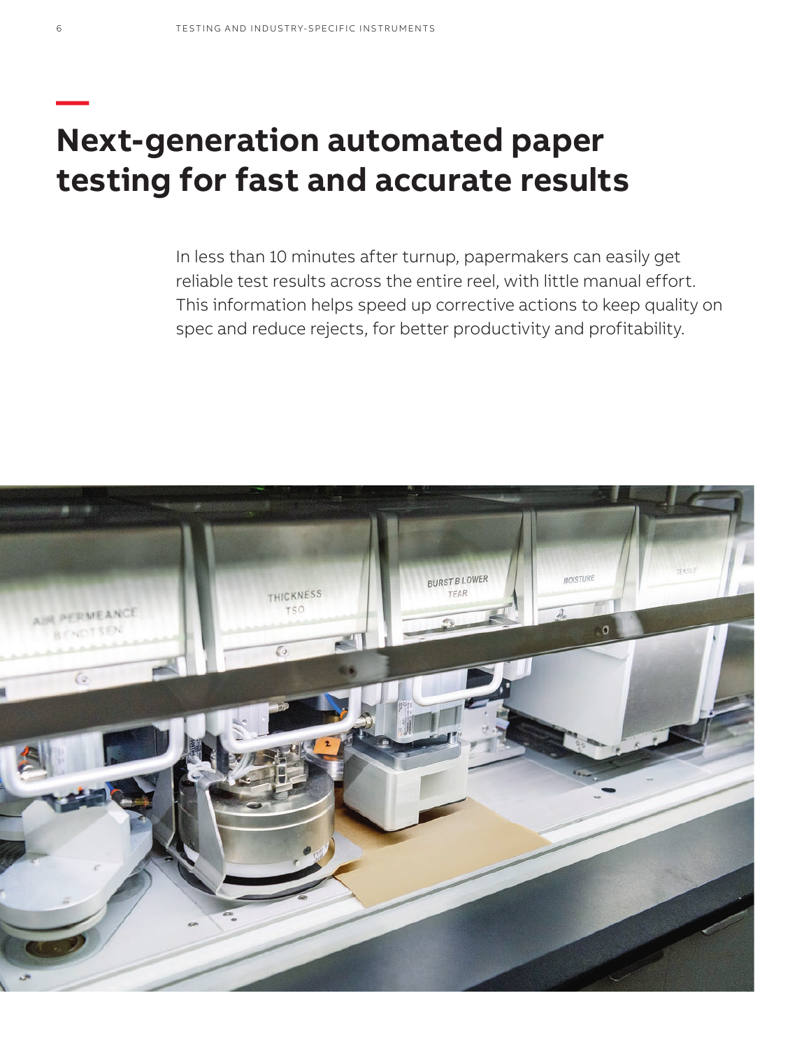# Next-generation automated paper testing for fast and accurate results

In less than 10 minutes after turnup, papermakers can easily get reliable test results across the entire reel, with little manual effort. This information helps speed up corrective actions to keep quality on spec and reduce rejects, for better productivity and profitability.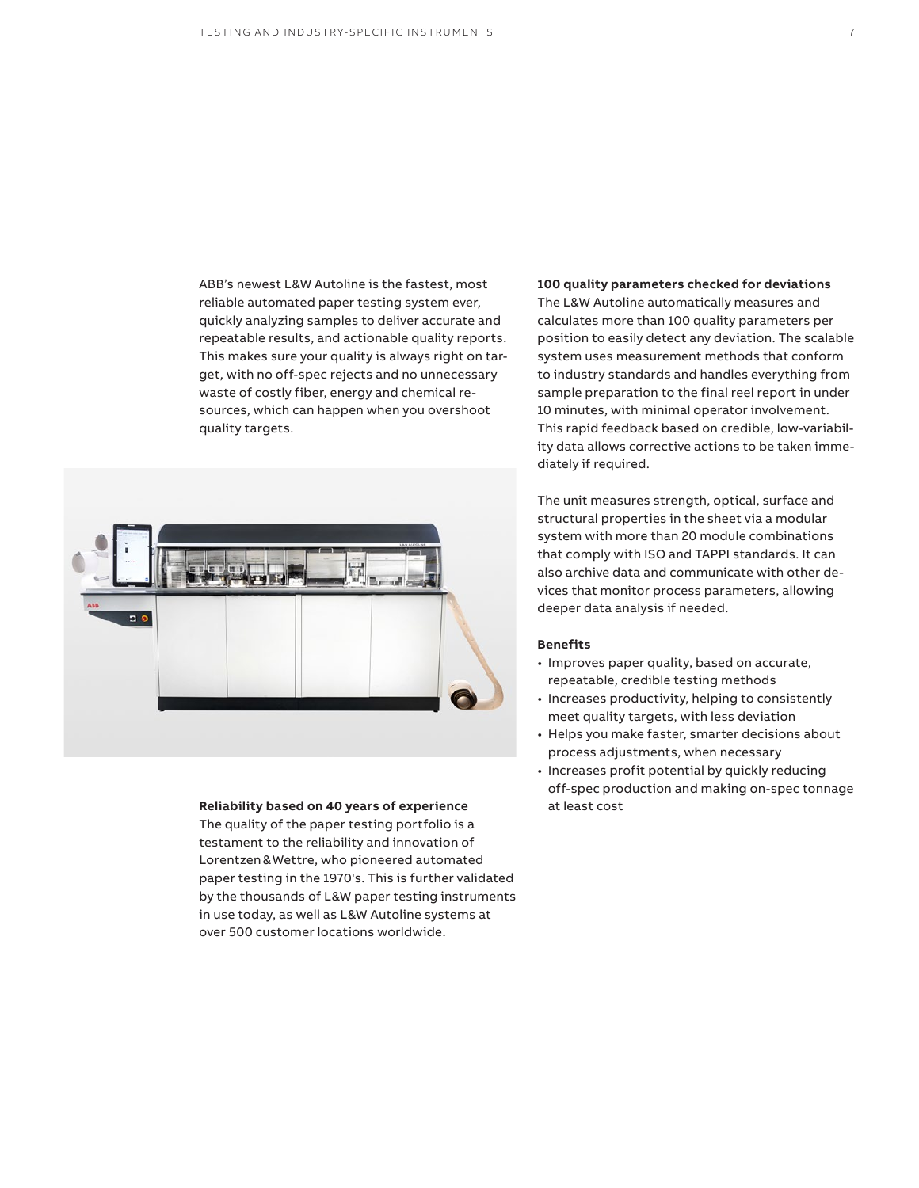ABB's newest L&W Autoline is the fastest, most reliable automated paper testing system ever, quickly analyzing samples to deliver accurate and repeatable results, and actionable quality reports. This makes sure your quality is always right on target, with no off-spec rejects and no unnecessary waste of costly fiber, energy and chemical resources, which can happen when you overshoot quality targets.

**Reliability based on 40 years of experience**
The quality of the paper testing portfolio is a testament to the reliability and innovation of Lorentzen & Wettre, who pioneered automated paper testing in the 1970's. This is further validated by the thousands of L&W paper testing instruments in use today, as well as L&W Autoline systems at over 500 customer locations worldwide.

**100 quality parameters checked for deviations**
The L&W Autoline automatically measures and calculates more than 100 quality parameters per position to easily detect any deviation. The scalable system uses measurement methods that conform to industry standards and handles everything from sample preparation to the final reel report in under 10 minutes, with minimal operator involvement. This rapid feedback based on credible, low-variability data allows corrective actions to be taken immediately if required.

The unit measures strength, optical, surface and structural properties in the sheet via a modular system with more than 20 module combinations that comply with ISO and TAPPI standards. It can also archive data and communicate with other devices that monitor process parameters, allowing deeper data analysis if needed.

**Benefits**

- Improves paper quality, based on accurate, repeatable, credible testing methods
- Increases productivity, helping to consistently meet quality targets, with less deviation
- Helps you make faster, smarter decisions about process adjustments, when necessary
- Increases profit potential by quickly reducing off-spec production and making on-spec tonnage at least cost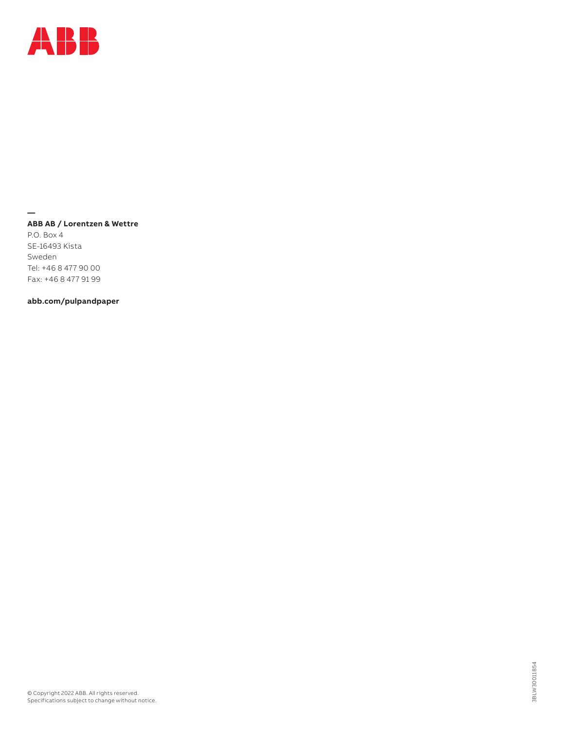—

**ABB AB / Lorentzen & Wettre**

P.O. Box 4
SE-16493 Kista
Sweden
Tel: +46 8 477 90 00
Fax: +46 8 477 91 99

**abb.com/pulpandpaper**

© Copyright 2022 ABB. All rights reserved.
Specifications subject to change without notice.

3BLW30011854